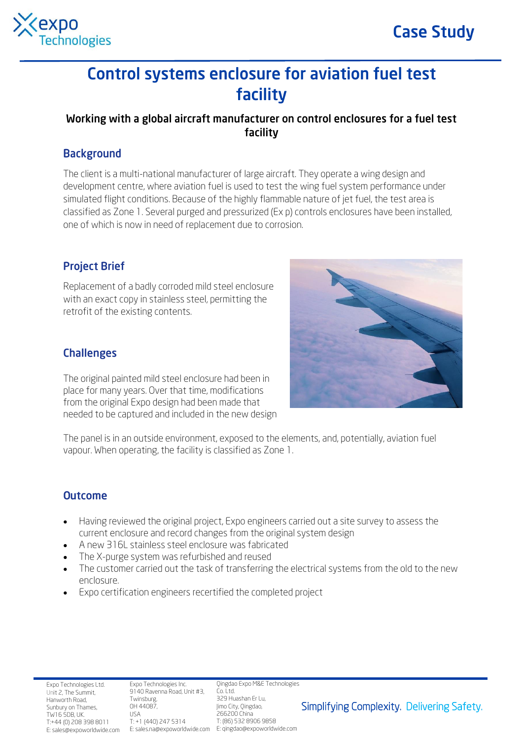Case Study

# Control systems enclosure for aviation fuel test facility

### Working with a global aircraft manufacturer on control enclosures for a fuel test facility

## Background

The client is a multi-national manufacturer of large aircraft. They operate a wing design and development centre, where aviation fuel is used to test the wing fuel system performance under simulated flight conditions. Because of the highly flammable nature of jet fuel, the test area is classified as Zone 1. Several purged and pressurized (Ex p) controls enclosures have been installed, one of which is now in need of replacement due to corrosion.

## Project Brief

Replacement of a badly corroded mild steel enclosure with an exact copy in stainless steel, permitting the retrofit of the existing contents.

## Challenges

The original painted mild steel enclosure had been in place for many years. Over that time, modifications from the original Expo design had been made that needed to be captured and included in the new design

The panel is in an outside environment, exposed to the elements, and, potentially, aviation fuel vapour. When operating, the facility is classified as Zone 1.

## Outcome

- Having reviewed the original project, Expo engineers carried out a site survey to assess the current enclosure and record changes from the original system design
- A new 316L stainless steel enclosure was fabricated
- The X-purge system was refurbished and reused
- The customer carried out the task of transferring the electrical systems from the old to the new enclosure.
- Expo certification engineers recertified the completed project

Expo Technologies Ltd.
Unit 2, The Summit,
Hanworth Road,
Sunbury on Thames,
TW16 5DB, UK.
T:+44 (0) 208 398 8011
E: sales@expoworldwide.com

Expo Technologies Inc.
9140 Ravenna Road, Unit #3,
Twinsburg,
OH 44087,
USA
T: +1 (440) 247 5314
E: sales.na@expoworldwide.com

Qingdao Expo M&E Technologies Co. Ltd.
329 Huashan Er Lu,
Jimo City, Qingdao,
266200 China
T: (86) 532 8906 9858
E: qingdao@expoworldwide.com

Simplifying Complexity. Delivering Safety.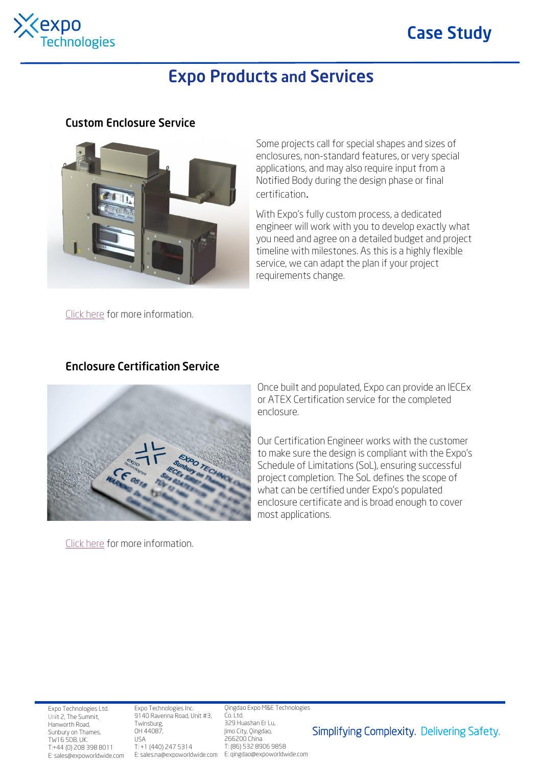# Expo Products and Services

## Custom Enclosure Service

Some projects call for special shapes and sizes of enclosures, non-standard features, or very special applications, and may also require input from a Notified Body during the design phase or final certification.

With Expo's fully custom process, a dedicated engineer will work with you to develop exactly what you need and agree on a detailed budget and project timeline with milestones. As this is a highly flexible service, we can adapt the plan if your project requirements change.

Click here for more information.

## Enclosure Certification Service

Once built and populated, Expo can provide an IECEx or ATEX Certification service for the completed enclosure.

Our Certification Engineer works with the customer to make sure the design is compliant with the Expo's Schedule of Limitations (SoL), ensuring successful project completion. The SoL defines the scope of what can be certified under Expo's populated enclosure certificate and is broad enough to cover most applications.

Click here for more information.

Expo Technologies Ltd.
Unit 2, The Summit,
Hanworth Road,
Sunbury on Thames,
TW16 5DB, UK.
T:+44 (0) 208 398 8011
E: sales@expoworldwide.com

Expo Technologies Inc.
9140 Ravenna Road, Unit #3,
Twinsburg,
OH 44087,
USA
T: +1 (440) 247 5314
E: sales.na@expoworldwide.com

Qingdao Expo M&E Technologies Co. Ltd.
329 Huashan Er Lu,
Jimo City, Qingdao,
266200 China
T: (86) 532 8906 9858
E: qingdao@expoworldwide.com

Simplifying Complexity. Delivering Safety.